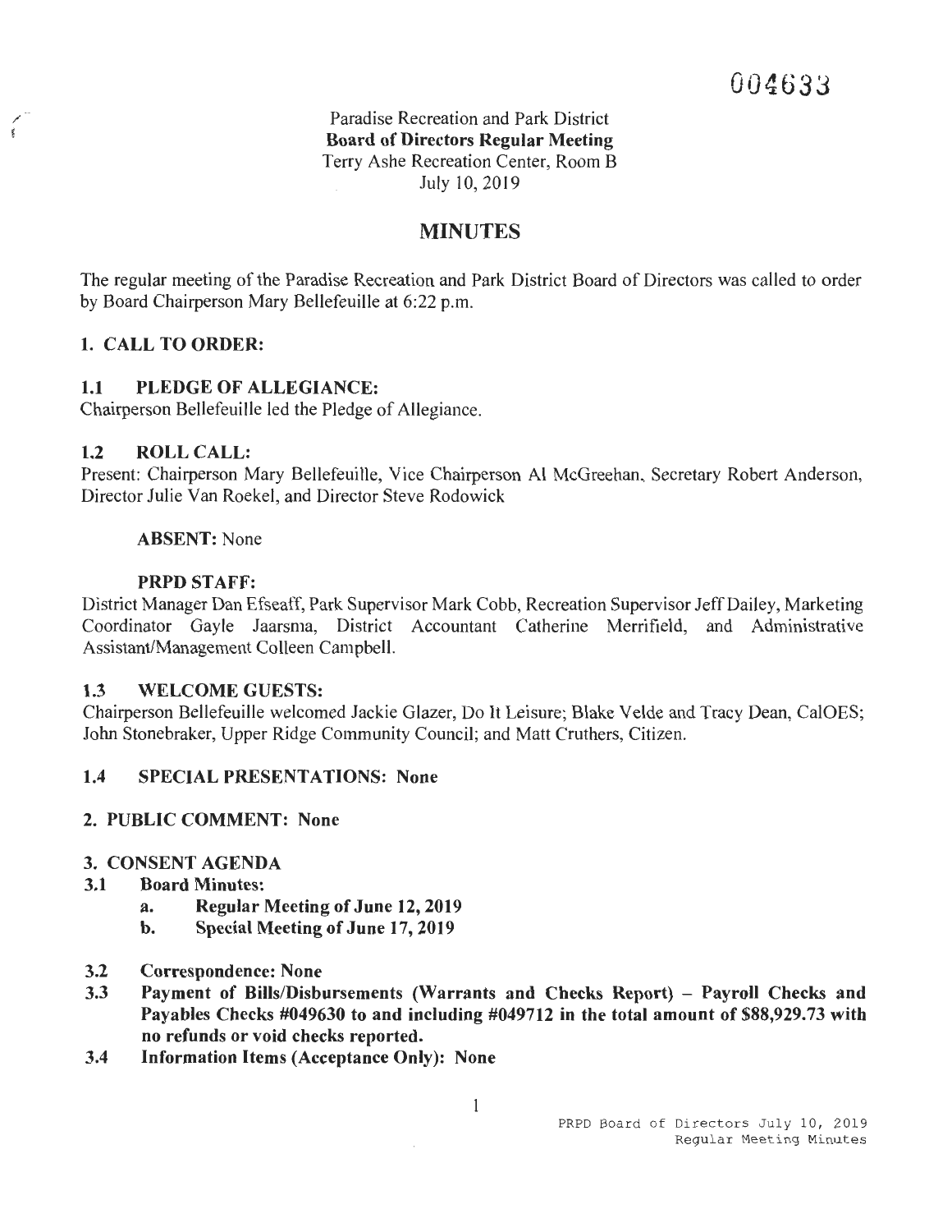004633

Paradise Recreation and Park District
**Board of Directors Regular Meeting**
Terry Ashe Recreation Center, Room B
July 10, 2019

# MINUTES

The regular meeting of the Paradise Recreation and Park District Board of Directors was called to order by Board Chairperson Mary Bellefeuille at 6:22 p.m.

## 1. CALL TO ORDER:

### 1.1 PLEDGE OF ALLEGIANCE:

Chairperson Bellefeuille led the Pledge of Allegiance.

### 1.2 ROLL CALL:

Present: Chairperson Mary Bellefeuille, Vice Chairperson Al McGreehan, Secretary Robert Anderson, Director Julie Van Roekel, and Director Steve Rodowick

**ABSENT:** None

**PRPD STAFF:**
District Manager Dan Efseaff, Park Supervisor Mark Cobb, Recreation Supervisor Jeff Dailey, Marketing Coordinator Gayle Jaarsma, District Accountant Catherine Merrifield, and Administrative Assistant/Management Colleen Campbell.

### 1.3 WELCOME GUESTS:

Chairperson Bellefeuille welcomed Jackie Glazer, Do It Leisure; Blake Velde and Tracy Dean, CalOES; John Stonebraker, Upper Ridge Community Council; and Matt Cruthers, Citizen.

### 1.4 SPECIAL PRESENTATIONS: None

## 2. PUBLIC COMMENT: None

## 3. CONSENT AGENDA

**3.1 Board Minutes:**
- **a. Regular Meeting of June 12, 2019**
- **b. Special Meeting of June 17, 2019**

**3.2 Correspondence: None**

**3.3 Payment of Bills/Disbursements (Warrants and Checks Report) – Payroll Checks and Payables Checks #049630 to and including #049712 in the total amount of $88,929.73 with no refunds or void checks reported.**

**3.4 Information Items (Acceptance Only): None**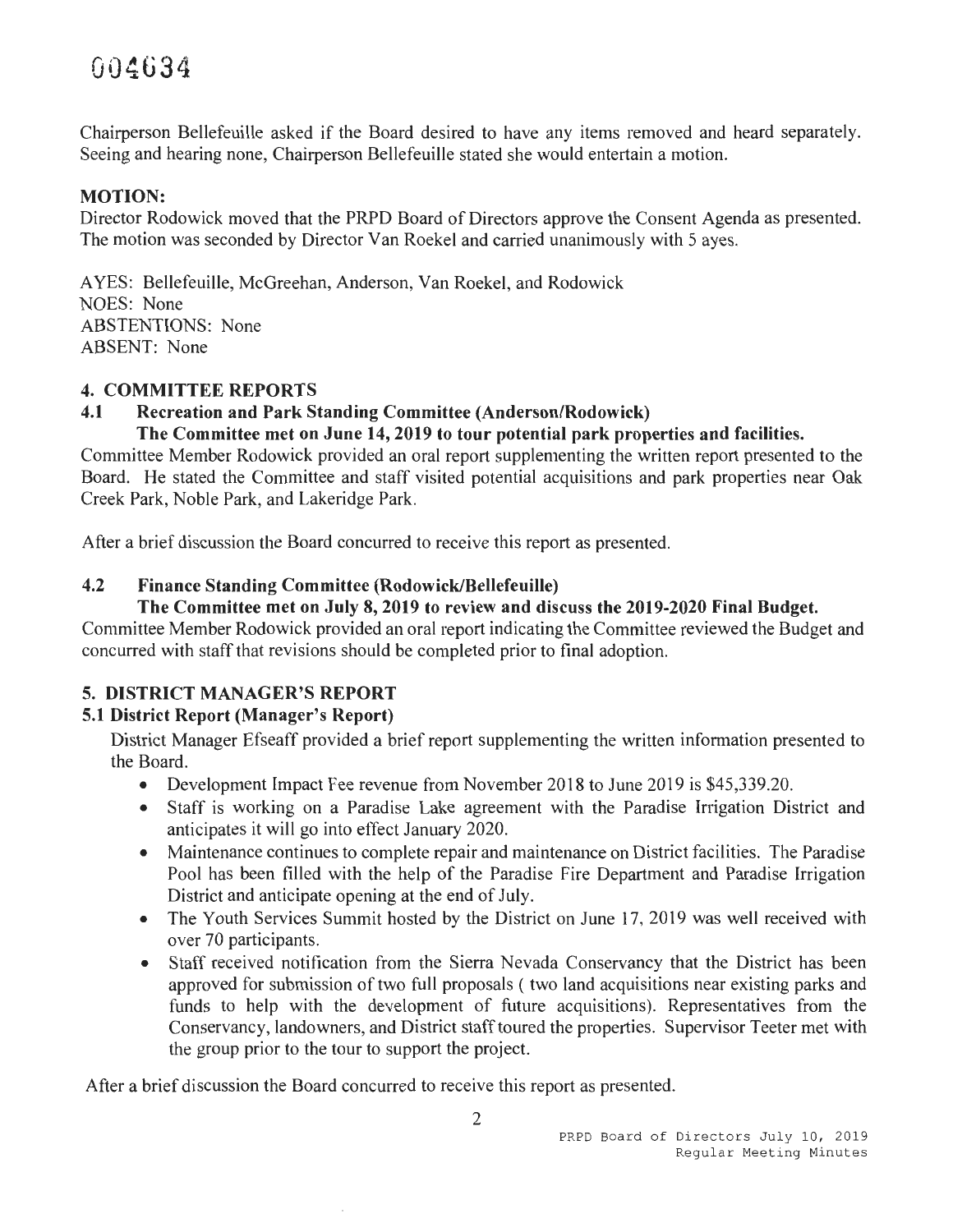Chairperson Bellefeuille asked if the Board desired to have any items removed and heard separately. Seeing and hearing none, Chairperson Bellefeuille stated she would entertain a motion.

**MOTION:**

Director Rodowick moved that the PRPD Board of Directors approve the Consent Agenda as presented. The motion was seconded by Director Van Roekel and carried unanimously with 5 ayes.

AYES: Bellefeuille, McGreehan, Anderson, Van Roekel, and Rodowick
NOES: None
ABSTENTIONS: None
ABSENT: None

## 4. COMMITTEE REPORTS

### 4.1 Recreation and Park Standing Committee (Anderson/Rodowick)

**The Committee met on June 14, 2019 to tour potential park properties and facilities.**

Committee Member Rodowick provided an oral report supplementing the written report presented to the Board. He stated the Committee and staff visited potential acquisitions and park properties near Oak Creek Park, Noble Park, and Lakeridge Park.

After a brief discussion the Board concurred to receive this report as presented.

### 4.2 Finance Standing Committee (Rodowick/Bellefeuille)

**The Committee met on July 8, 2019 to review and discuss the 2019-2020 Final Budget.**

Committee Member Rodowick provided an oral report indicating the Committee reviewed the Budget and concurred with staff that revisions should be completed prior to final adoption.

## 5. DISTRICT MANAGER'S REPORT

### 5.1 District Report (Manager's Report)

District Manager Efseaff provided a brief report supplementing the written information presented to the Board.

- Development Impact Fee revenue from November 2018 to June 2019 is $45,339.20.
- Staff is working on a Paradise Lake agreement with the Paradise Irrigation District and anticipates it will go into effect January 2020.
- Maintenance continues to complete repair and maintenance on District facilities. The Paradise Pool has been filled with the help of the Paradise Fire Department and Paradise Irrigation District and anticipate opening at the end of July.
- The Youth Services Summit hosted by the District on June 17, 2019 was well received with over 70 participants.
- Staff received notification from the Sierra Nevada Conservancy that the District has been approved for submission of two full proposals ( two land acquisitions near existing parks and funds to help with the development of future acquisitions). Representatives from the Conservancy, landowners, and District staff toured the properties. Supervisor Teeter met with the group prior to the tour to support the project.

After a brief discussion the Board concurred to receive this report as presented.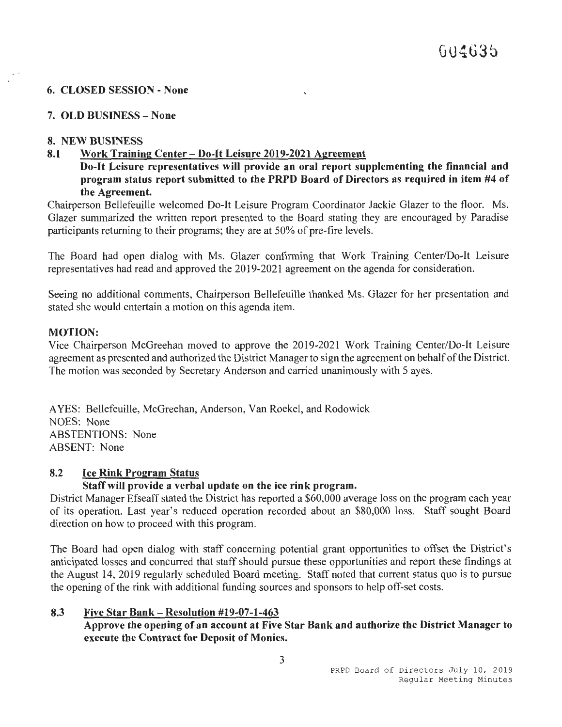## 6. CLOSED SESSION - None

## 7. OLD BUSINESS – None

## 8. NEW BUSINESS

### 8.1 Work Training Center – Do-It Leisure 2019-2021 Agreement

**Do-It Leisure representatives will provide an oral report supplementing the financial and program status report submitted to the PRPD Board of Directors as required in item #4 of the Agreement.**

Chairperson Bellefeuille welcomed Do-It Leisure Program Coordinator Jackie Glazer to the floor. Ms. Glazer summarized the written report presented to the Board stating they are encouraged by Paradise participants returning to their programs; they are at 50% of pre-fire levels.

The Board had open dialog with Ms. Glazer confirming that Work Training Center/Do-It Leisure representatives had read and approved the 2019-2021 agreement on the agenda for consideration.

Seeing no additional comments, Chairperson Bellefeuille thanked Ms. Glazer for her presentation and stated she would entertain a motion on this agenda item.

**MOTION:**

Vice Chairperson McGreehan moved to approve the 2019-2021 Work Training Center/Do-It Leisure agreement as presented and authorized the District Manager to sign the agreement on behalf of the District. The motion was seconded by Secretary Anderson and carried unanimously with 5 ayes.

AYES: Bellefeuille, McGreehan, Anderson, Van Roekel, and Rodowick
NOES: None
ABSTENTIONS: None
ABSENT: None

### 8.2 Ice Rink Program Status

**Staff will provide a verbal update on the ice rink program.**

District Manager Efseaff stated the District has reported a $60,000 average loss on the program each year of its operation. Last year's reduced operation recorded about an $80,000 loss. Staff sought Board direction on how to proceed with this program.

The Board had open dialog with staff concerning potential grant opportunities to offset the District's anticipated losses and concurred that staff should pursue these opportunities and report these findings at the August 14, 2019 regularly scheduled Board meeting. Staff noted that current status quo is to pursue the opening of the rink with additional funding sources and sponsors to help off-set costs.

### 8.3 Five Star Bank – Resolution #19-07-1-463

**Approve the opening of an account at Five Star Bank and authorize the District Manager to execute the Contract for Deposit of Monies.**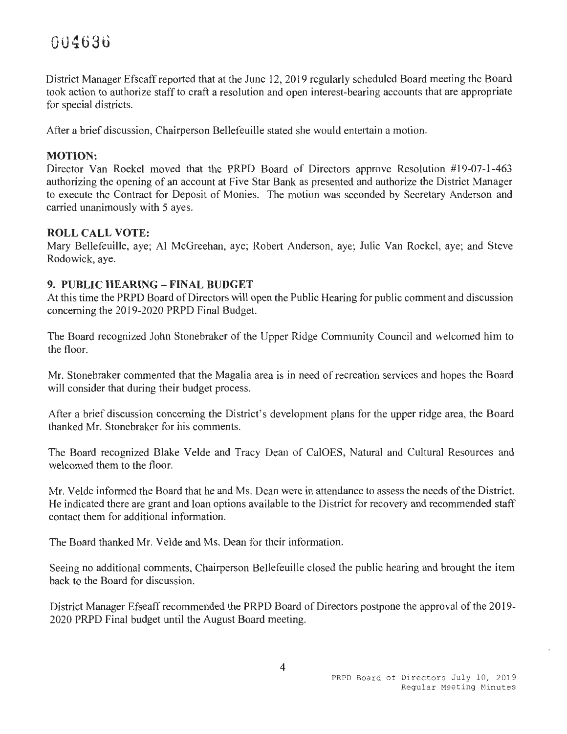004636

District Manager Efseaff reported that at the June 12, 2019 regularly scheduled Board meeting the Board took action to authorize staff to craft a resolution and open interest-bearing accounts that are appropriate for special districts.

After a brief discussion, Chairperson Bellefeuille stated she would entertain a motion.

**MOTION:**
Director Van Roekel moved that the PRPD Board of Directors approve Resolution #19-07-1-463 authorizing the opening of an account at Five Star Bank as presented and authorize the District Manager to execute the Contract for Deposit of Monies. The motion was seconded by Secretary Anderson and carried unanimously with 5 ayes.

**ROLL CALL VOTE:**
Mary Bellefeuille, aye; Al McGreehan, aye; Robert Anderson, aye; Julie Van Roekel, aye; and Steve Rodowick, aye.

**9. PUBLIC HEARING – FINAL BUDGET**
At this time the PRPD Board of Directors will open the Public Hearing for public comment and discussion concerning the 2019-2020 PRPD Final Budget.

The Board recognized John Stonebraker of the Upper Ridge Community Council and welcomed him to the floor.

Mr. Stonebraker commented that the Magalia area is in need of recreation services and hopes the Board will consider that during their budget process.

After a brief discussion concerning the District's development plans for the upper ridge area, the Board thanked Mr. Stonebraker for his comments.

The Board recognized Blake Velde and Tracy Dean of CalOES, Natural and Cultural Resources and welcomed them to the floor.

Mr. Velde informed the Board that he and Ms. Dean were in attendance to assess the needs of the District. He indicated there are grant and loan options available to the District for recovery and recommended staff contact them for additional information.

The Board thanked Mr. Velde and Ms. Dean for their information.

Seeing no additional comments, Chairperson Bellefeuille closed the public hearing and brought the item back to the Board for discussion.

District Manager Efseaff recommended the PRPD Board of Directors postpone the approval of the 2019-2020 PRPD Final budget until the August Board meeting.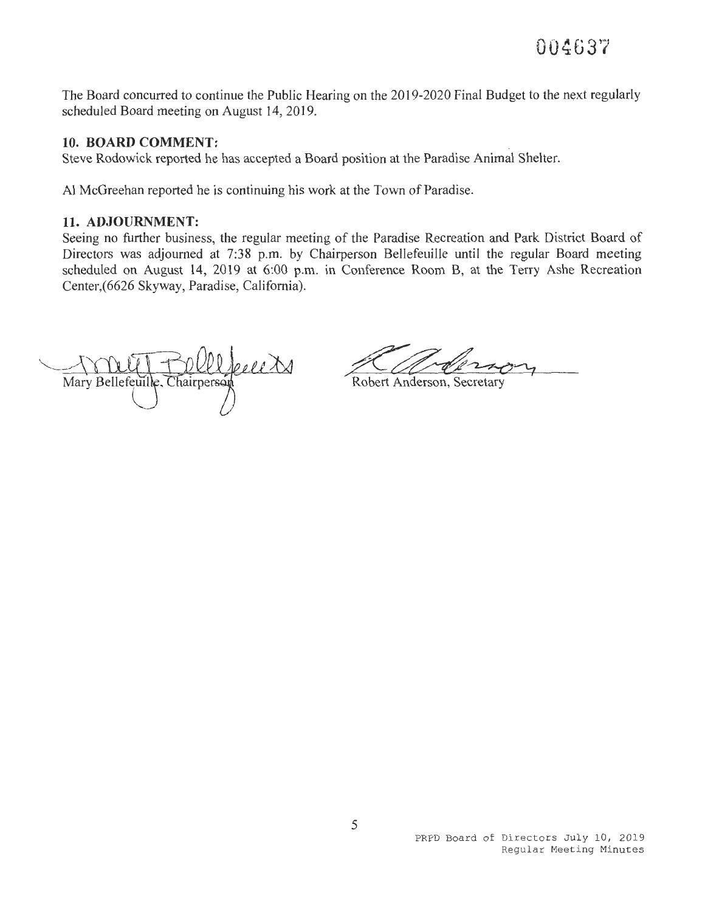The Board concurred to continue the Public Hearing on the 2019-2020 Final Budget to the next regularly scheduled Board meeting on August 14, 2019.

## 10. BOARD COMMENT:

Steve Rodowick reported he has accepted a Board position at the Paradise Animal Shelter.

Al McGreehan reported he is continuing his work at the Town of Paradise.

## 11. ADJOURNMENT:

Seeing no further business, the regular meeting of the Paradise Recreation and Park District Board of Directors was adjourned at 7:38 p.m. by Chairperson Bellefeuille until the regular Board meeting scheduled on August 14, 2019 at 6:00 p.m. in Conference Room B, at the Terry Ashe Recreation Center,(6626 Skyway, Paradise, California).

Mary Bellefeuille, Chairperson

Robert Anderson, Secretary